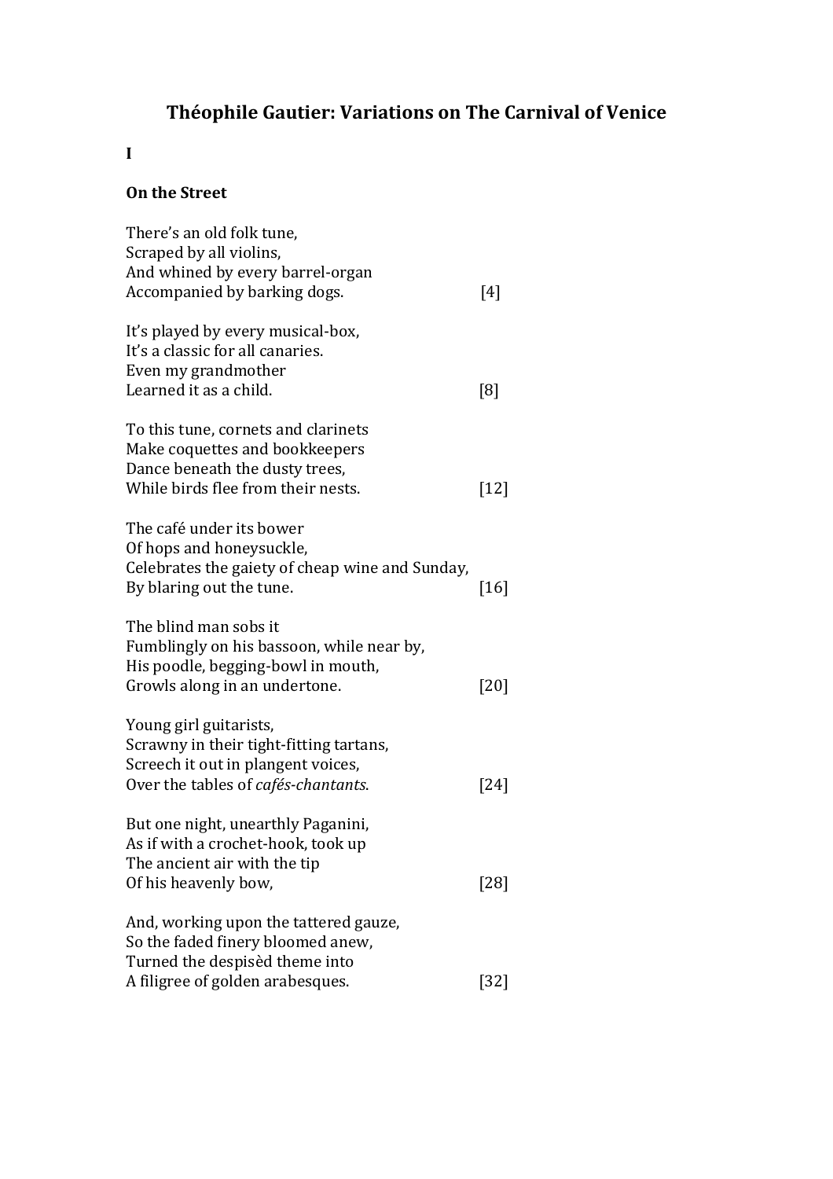# Théophile Gautier: Variations on The Carnival of Venice

**I**

**On the Street**

There's an old folk tune,  
Scraped by all violins,  
And whined by every barrel-organ  
Accompanied by barking dogs. [4]

It's played by every musical-box,  
It's a classic for all canaries.  
Even my grandmother  
Learned it as a child. [8]

To this tune, cornets and clarinets  
Make coquettes and bookkeepers  
Dance beneath the dusty trees,  
While birds flee from their nests. [12]

The café under its bower  
Of hops and honeysuckle,  
Celebrates the gaiety of cheap wine and Sunday,  
By blaring out the tune. [16]

The blind man sobs it  
Fumblingly on his bassoon, while near by,  
His poodle, begging-bowl in mouth,  
Growls along in an undertone. [20]

Young girl guitarists,  
Scrawny in their tight-fitting tartans,  
Screech it out in plangent voices,  
Over the tables of *cafés-chantants*. [24]

But one night, unearthly Paganini,  
As if with a crochet-hook, took up  
The ancient air with the tip  
Of his heavenly bow, [28]

And, working upon the tattered gauze,  
So the faded finery bloomed anew,  
Turned the despisèd theme into  
A filigree of golden arabesques. [32]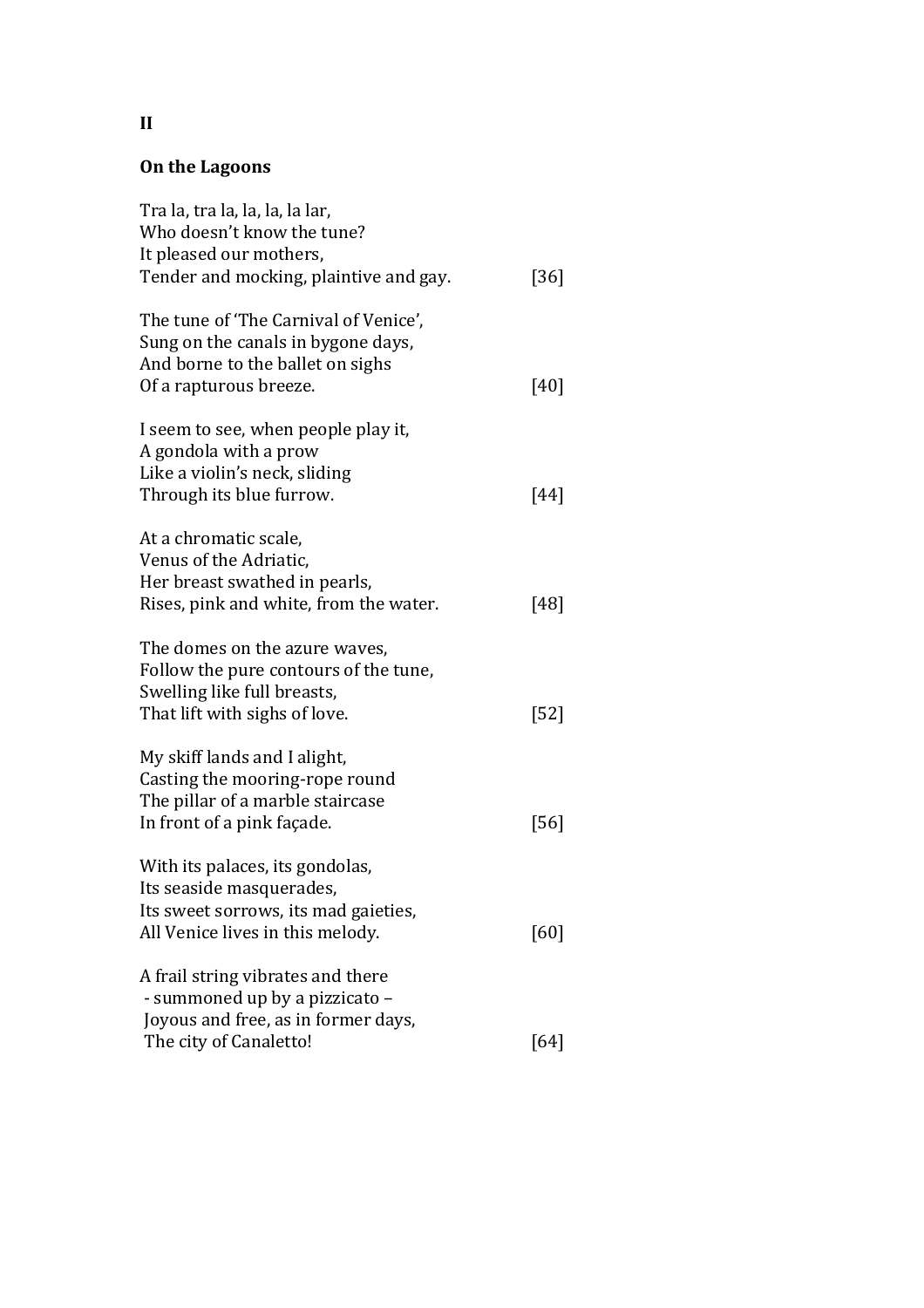**II**

**On the Lagoons**

Tra la, tra la, la, la, la lar,
Who doesn't know the tune?
It pleased our mothers,
Tender and mocking, plaintive and gay. [36]

The tune of 'The Carnival of Venice',
Sung on the canals in bygone days,
And borne to the ballet on sighs
Of a rapturous breeze. [40]

I seem to see, when people play it,
A gondola with a prow
Like a violin's neck, sliding
Through its blue furrow. [44]

At a chromatic scale,
Venus of the Adriatic,
Her breast swathed in pearls,
Rises, pink and white, from the water. [48]

The domes on the azure waves,
Follow the pure contours of the tune,
Swelling like full breasts,
That lift with sighs of love. [52]

My skiff lands and I alight,
Casting the mooring-rope round
The pillar of a marble staircase
In front of a pink façade. [56]

With its palaces, its gondolas,
Its seaside masquerades,
Its sweet sorrows, its mad gaieties,
All Venice lives in this melody. [60]

A frail string vibrates and there
 - summoned up by a pizzicato –
 Joyous and free, as in former days,
 The city of Canaletto! [64]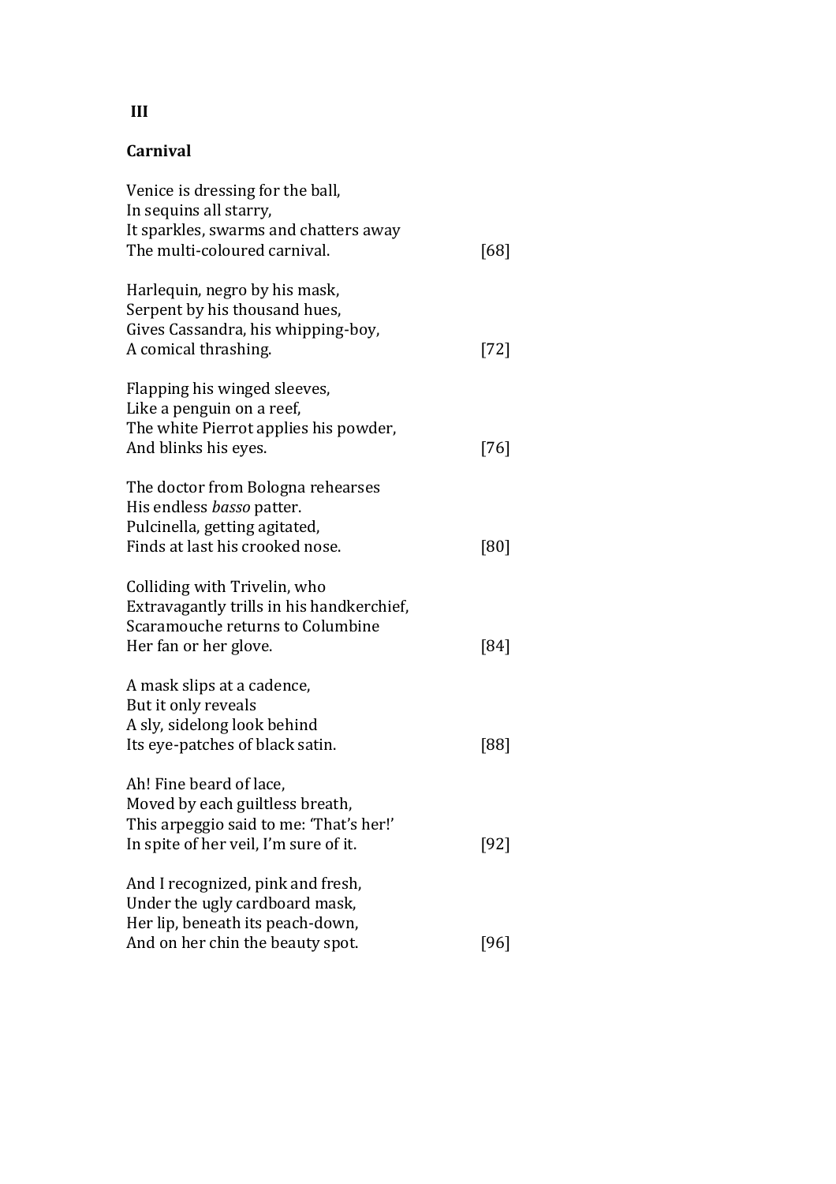**III**

**Carnival**

Venice is dressing for the ball,
In sequins all starry,
It sparkles, swarms and chatters away
The multi-coloured carnival. [68]

Harlequin, negro by his mask,
Serpent by his thousand hues,
Gives Cassandra, his whipping-boy,
A comical thrashing. [72]

Flapping his winged sleeves,
Like a penguin on a reef,
The white Pierrot applies his powder,
And blinks his eyes. [76]

The doctor from Bologna rehearses
His endless *basso* patter.
Pulcinella, getting agitated,
Finds at last his crooked nose. [80]

Colliding with Trivelin, who
Extravagantly trills in his handkerchief,
Scaramouche returns to Columbine
Her fan or her glove. [84]

A mask slips at a cadence,
But it only reveals
A sly, sidelong look behind
Its eye-patches of black satin. [88]

Ah! Fine beard of lace,
Moved by each guiltless breath,
This arpeggio said to me: 'That's her!'
In spite of her veil, I'm sure of it. [92]

And I recognized, pink and fresh,
Under the ugly cardboard mask,
Her lip, beneath its peach-down,
And on her chin the beauty spot. [96]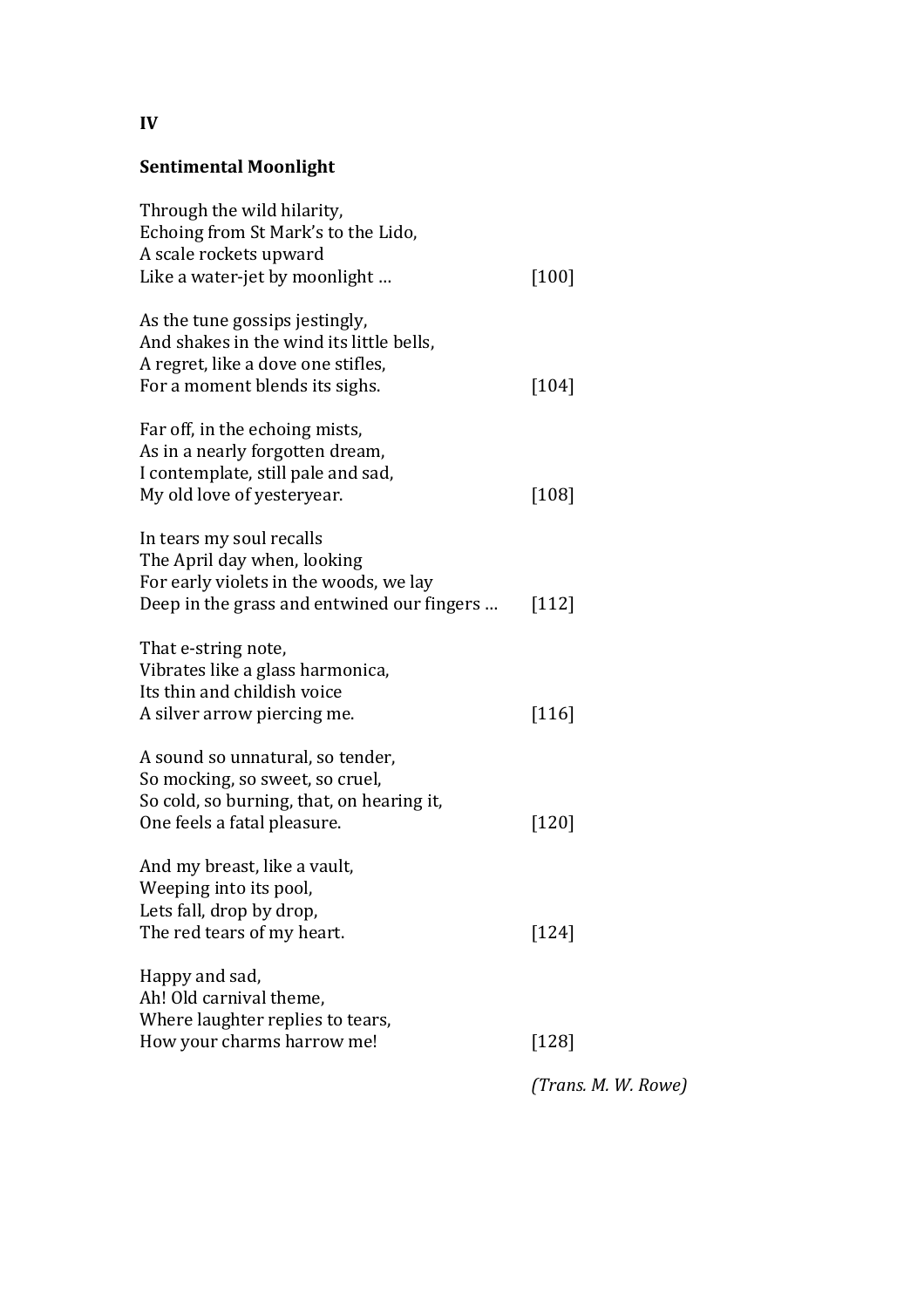**IV**

**Sentimental Moonlight**

Through the wild hilarity,  
Echoing from St Mark's to the Lido,  
A scale rockets upward  
Like a water-jet by moonlight … [100]

As the tune gossips jestingly,  
And shakes in the wind its little bells,  
A regret, like a dove one stifles,  
For a moment blends its sighs. [104]

Far off, in the echoing mists,  
As in a nearly forgotten dream,  
I contemplate, still pale and sad,  
My old love of yesteryear. [108]

In tears my soul recalls  
The April day when, looking  
For early violets in the woods, we lay  
Deep in the grass and entwined our fingers … [112]

That e-string note,  
Vibrates like a glass harmonica,  
Its thin and childish voice  
A silver arrow piercing me. [116]

A sound so unnatural, so tender,  
So mocking, so sweet, so cruel,  
So cold, so burning, that, on hearing it,  
One feels a fatal pleasure. [120]

And my breast, like a vault,  
Weeping into its pool,  
Lets fall, drop by drop,  
The red tears of my heart. [124]

Happy and sad,  
Ah! Old carnival theme,  
Where laughter replies to tears,  
How your charms harrow me! [128]

*(Trans. M. W. Rowe)*